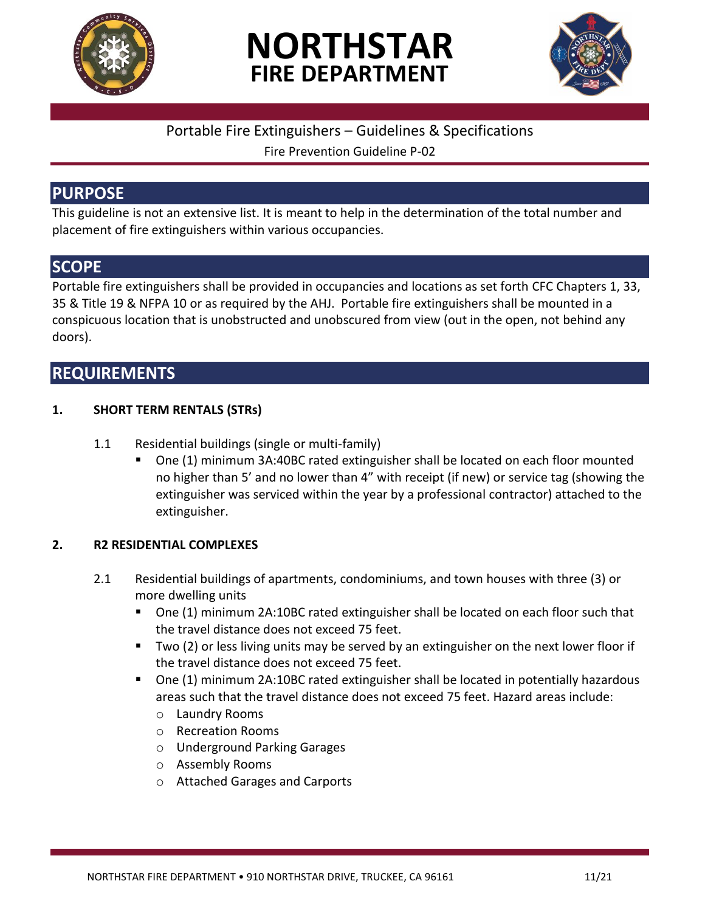# NORTHSTAR FIRE DEPARTMENT

Portable Fire Extinguishers – Guidelines & Specifications

Fire Prevention Guideline P-02

## PURPOSE

This guideline is not an extensive list. It is meant to help in the determination of the total number and placement of fire extinguishers within various occupancies.

## SCOPE

Portable fire extinguishers shall be provided in occupancies and locations as set forth CFC Chapters 1, 33, 35 & Title 19 & NFPA 10 or as required by the AHJ. Portable fire extinguishers shall be mounted in a conspicuous location that is unobstructed and unobscured from view (out in the open, not behind any doors).

## REQUIREMENTS

### 1. SHORT TERM RENTALS (STRs)

1.1 Residential buildings (single or multi-family)

- One (1) minimum 3A:40BC rated extinguisher shall be located on each floor mounted no higher than 5' and no lower than 4" with receipt (if new) or service tag (showing the extinguisher was serviced within the year by a professional contractor) attached to the extinguisher.

### 2. R2 RESIDENTIAL COMPLEXES

2.1 Residential buildings of apartments, condominiums, and town houses with three (3) or more dwelling units

- One (1) minimum 2A:10BC rated extinguisher shall be located on each floor such that the travel distance does not exceed 75 feet.
- Two (2) or less living units may be served by an extinguisher on the next lower floor if the travel distance does not exceed 75 feet.
- One (1) minimum 2A:10BC rated extinguisher shall be located in potentially hazardous areas such that the travel distance does not exceed 75 feet. Hazard areas include:
  - Laundry Rooms
  - Recreation Rooms
  - Underground Parking Garages
  - Assembly Rooms
  - Attached Garages and Carports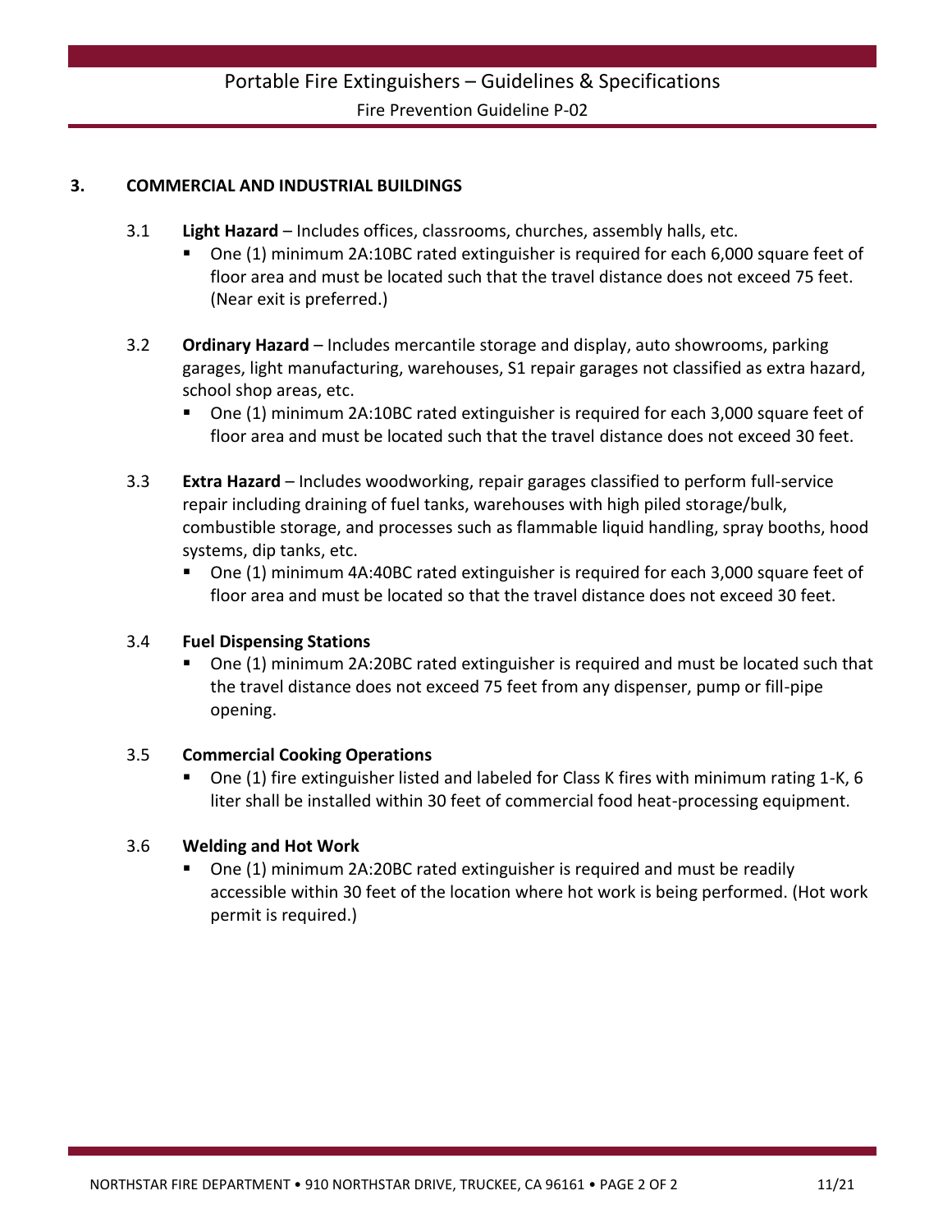## 3. COMMERCIAL AND INDUSTRIAL BUILDINGS

3.1 **Light Hazard** – Includes offices, classrooms, churches, assembly halls, etc.

- One (1) minimum 2A:10BC rated extinguisher is required for each 6,000 square feet of floor area and must be located such that the travel distance does not exceed 75 feet. (Near exit is preferred.)

3.2 **Ordinary Hazard** – Includes mercantile storage and display, auto showrooms, parking garages, light manufacturing, warehouses, S1 repair garages not classified as extra hazard, school shop areas, etc.

- One (1) minimum 2A:10BC rated extinguisher is required for each 3,000 square feet of floor area and must be located such that the travel distance does not exceed 30 feet.

3.3 **Extra Hazard** – Includes woodworking, repair garages classified to perform full-service repair including draining of fuel tanks, warehouses with high piled storage/bulk, combustible storage, and processes such as flammable liquid handling, spray booths, hood systems, dip tanks, etc.

- One (1) minimum 4A:40BC rated extinguisher is required for each 3,000 square feet of floor area and must be located so that the travel distance does not exceed 30 feet.

3.4 **Fuel Dispensing Stations**

- One (1) minimum 2A:20BC rated extinguisher is required and must be located such that the travel distance does not exceed 75 feet from any dispenser, pump or fill-pipe opening.

3.5 **Commercial Cooking Operations**

- One (1) fire extinguisher listed and labeled for Class K fires with minimum rating 1-K, 6 liter shall be installed within 30 feet of commercial food heat-processing equipment.

3.6 **Welding and Hot Work**

- One (1) minimum 2A:20BC rated extinguisher is required and must be readily accessible within 30 feet of the location where hot work is being performed. (Hot work permit is required.)